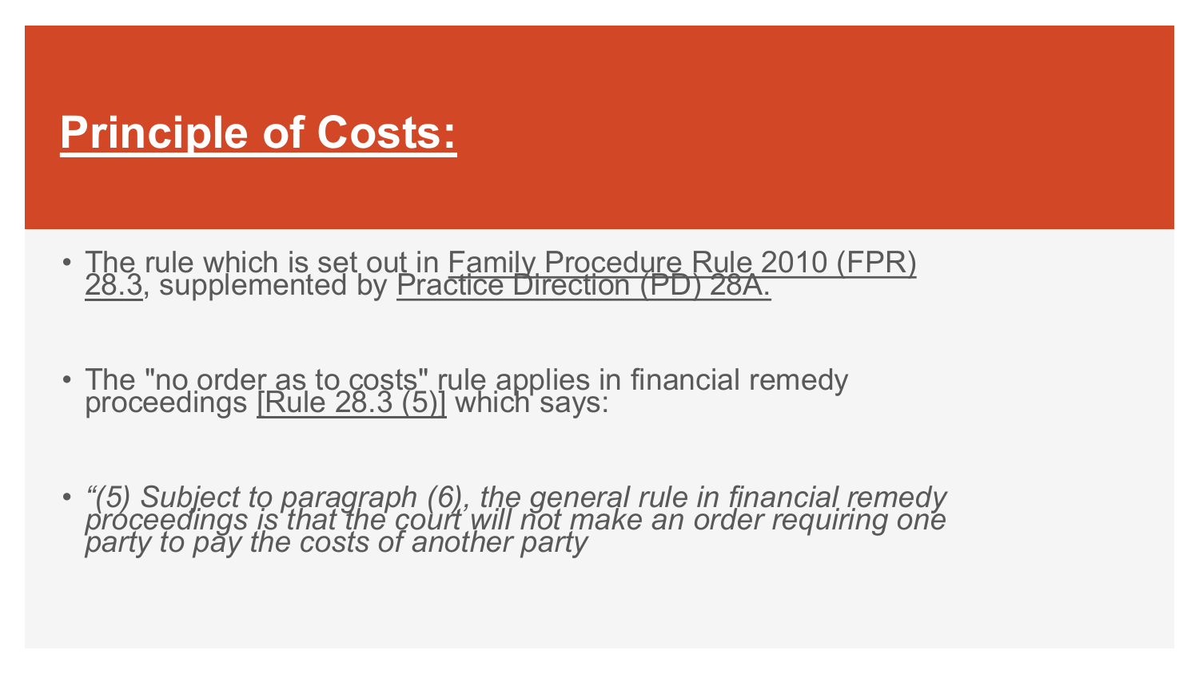# Principle of Costs:

- The rule which is set out in Family Procedure Rule 2010 (FPR) 28.3, supplemented by Practice Direction (PD) 28A.

- The "no order as to costs" rule applies in financial remedy proceedings [Rule 28.3 (5)] which says:

- *"(5) Subject to paragraph (6), the general rule in financial remedy proceedings is that the court will not make an order requiring one party to pay the costs of another party*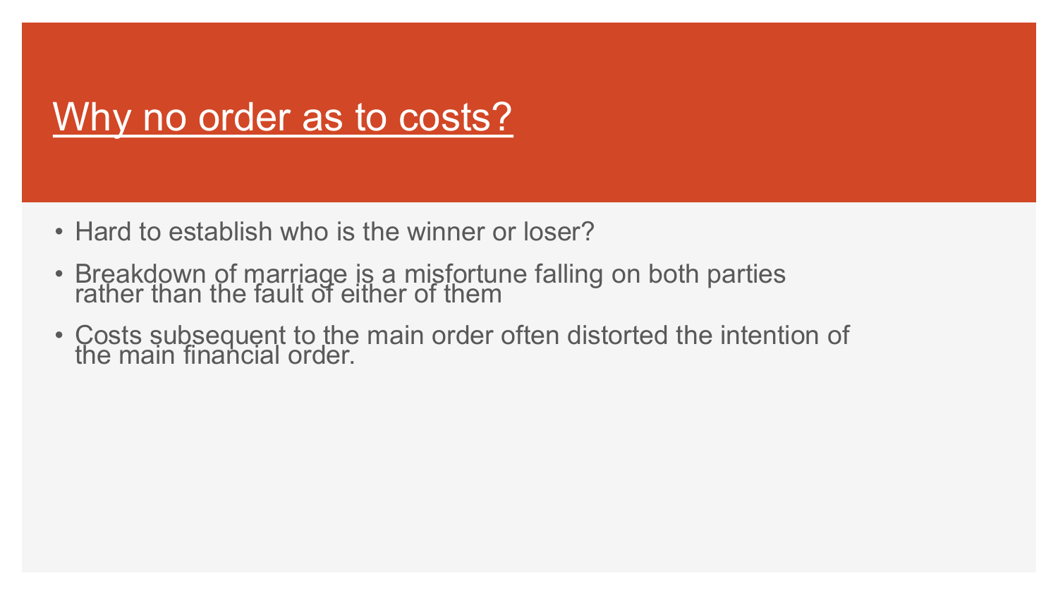# Why no order as to costs?

- Hard to establish who is the winner or loser?
- Breakdown of marriage is a misfortune falling on both parties rather than the fault of either of them
- Costs subsequent to the main order often distorted the intention of the main financial order.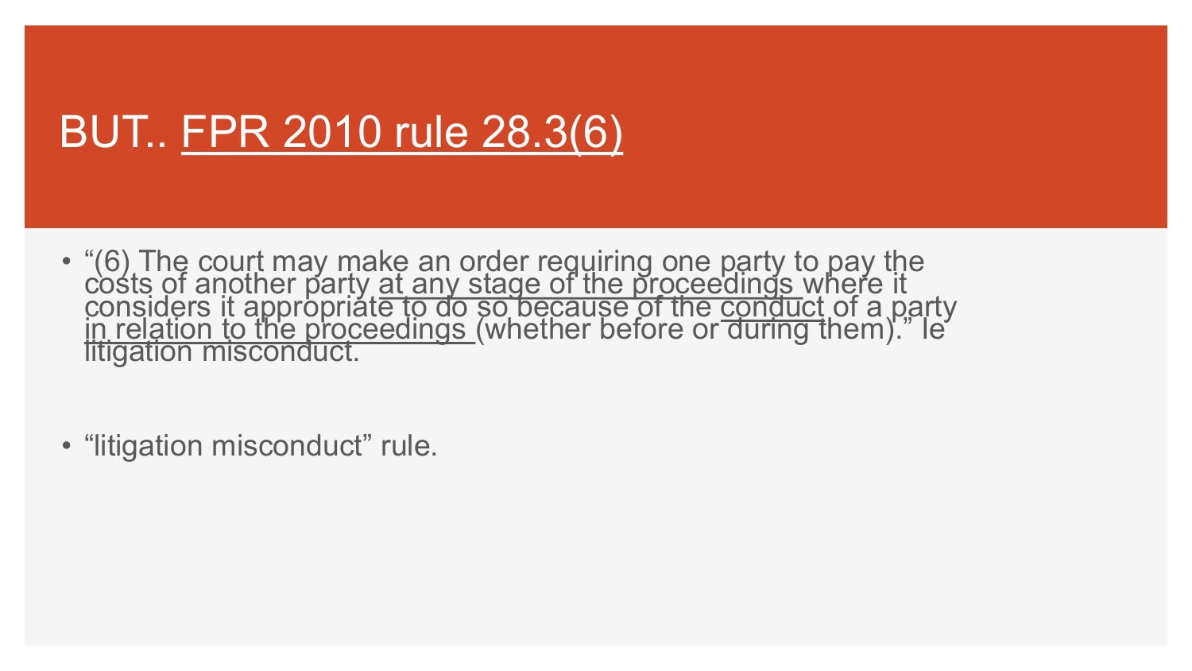# BUT.. FPR 2010 rule 28.3(6)

- "(6) The court may make an order requiring one party to pay the costs of another party at any stage of the proceedings where it considers it appropriate to do so because of the conduct of a party in relation to the proceedings (whether before or during them)." Ie litigation misconduct.
- "litigation misconduct" rule.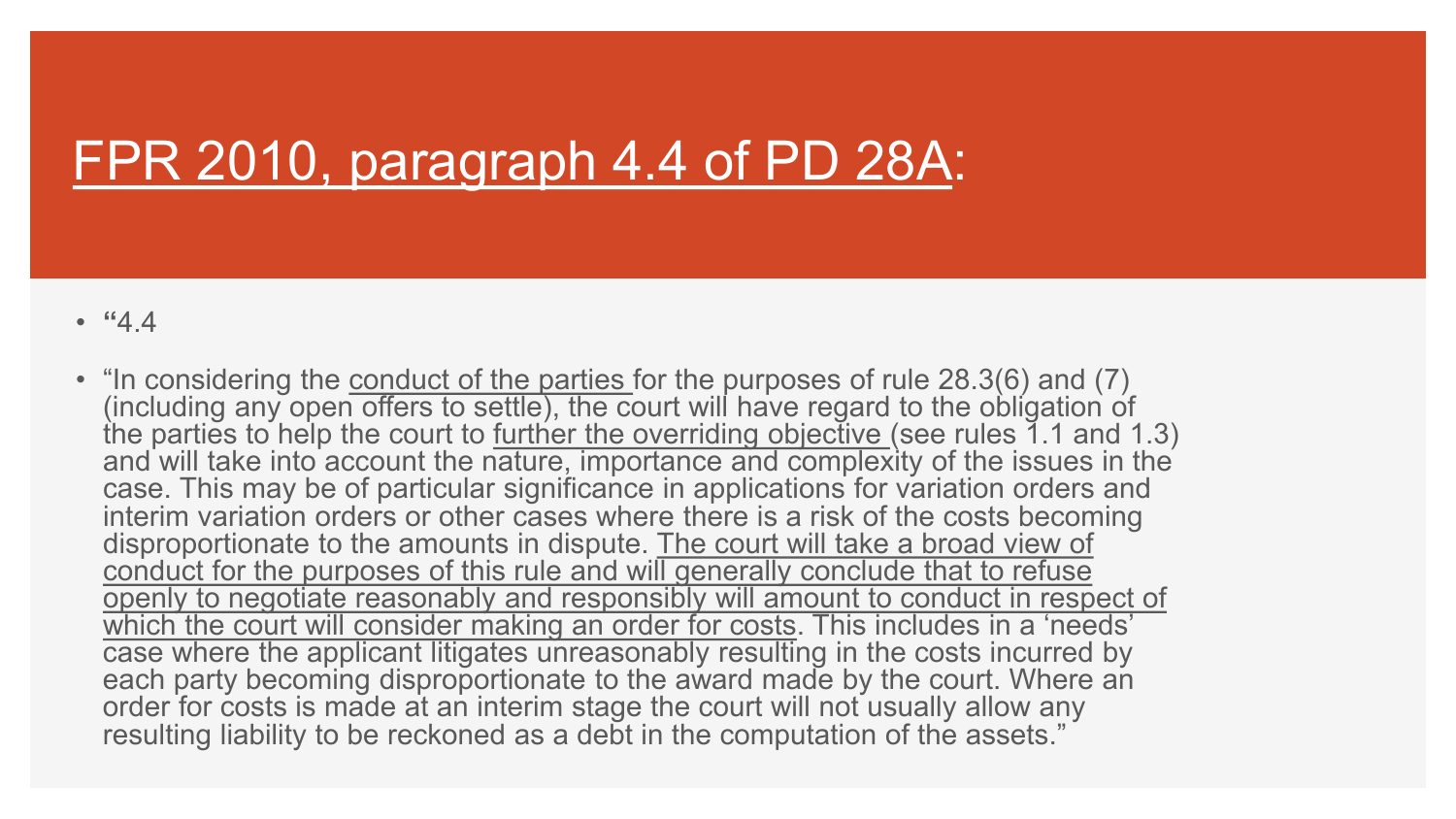# FPR 2010, paragraph 4.4 of PD 28A:

- **“**4.4
- “In considering the conduct of the parties for the purposes of rule 28.3(6) and (7) (including any open offers to settle), the court will have regard to the obligation of the parties to help the court to further the overriding objective (see rules 1.1 and 1.3) and will take into account the nature, importance and complexity of the issues in the case. This may be of particular significance in applications for variation orders and interim variation orders or other cases where there is a risk of the costs becoming disproportionate to the amounts in dispute. The court will take a broad view of conduct for the purposes of this rule and will generally conclude that to refuse openly to negotiate reasonably and responsibly will amount to conduct in respect of which the court will consider making an order for costs. This includes in a ‘needs’ case where the applicant litigates unreasonably resulting in the costs incurred by each party becoming disproportionate to the award made by the court. Where an order for costs is made at an interim stage the court will not usually allow any resulting liability to be reckoned as a debt in the computation of the assets.”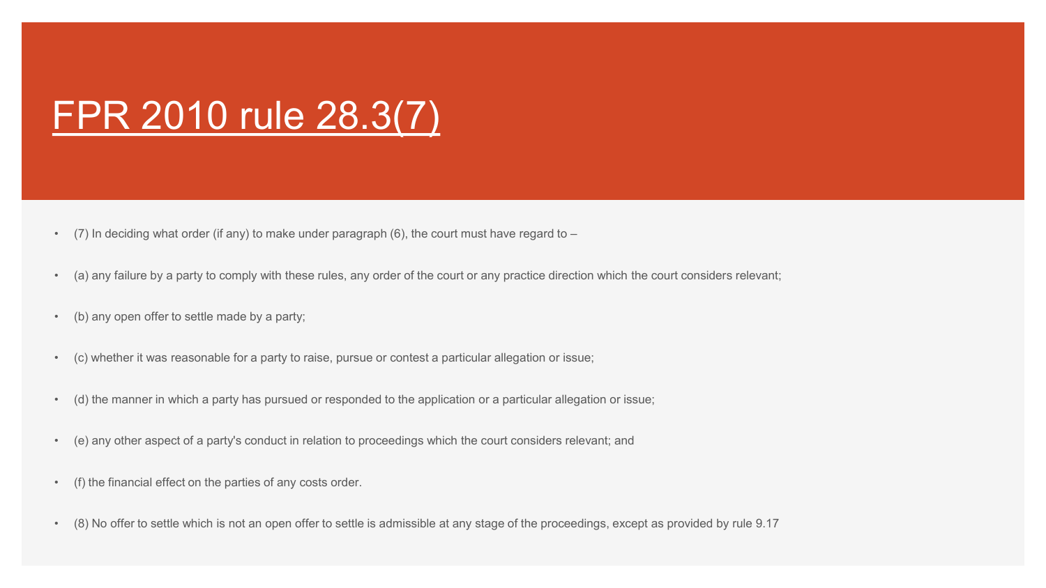# FPR 2010 rule 28.3(7)

- (7) In deciding what order (if any) to make under paragraph (6), the court must have regard to –
- (a) any failure by a party to comply with these rules, any order of the court or any practice direction which the court considers relevant;
- (b) any open offer to settle made by a party;
- (c) whether it was reasonable for a party to raise, pursue or contest a particular allegation or issue;
- (d) the manner in which a party has pursued or responded to the application or a particular allegation or issue;
- (e) any other aspect of a party's conduct in relation to proceedings which the court considers relevant; and
- (f) the financial effect on the parties of any costs order.
- (8) No offer to settle which is not an open offer to settle is admissible at any stage of the proceedings, except as provided by rule 9.17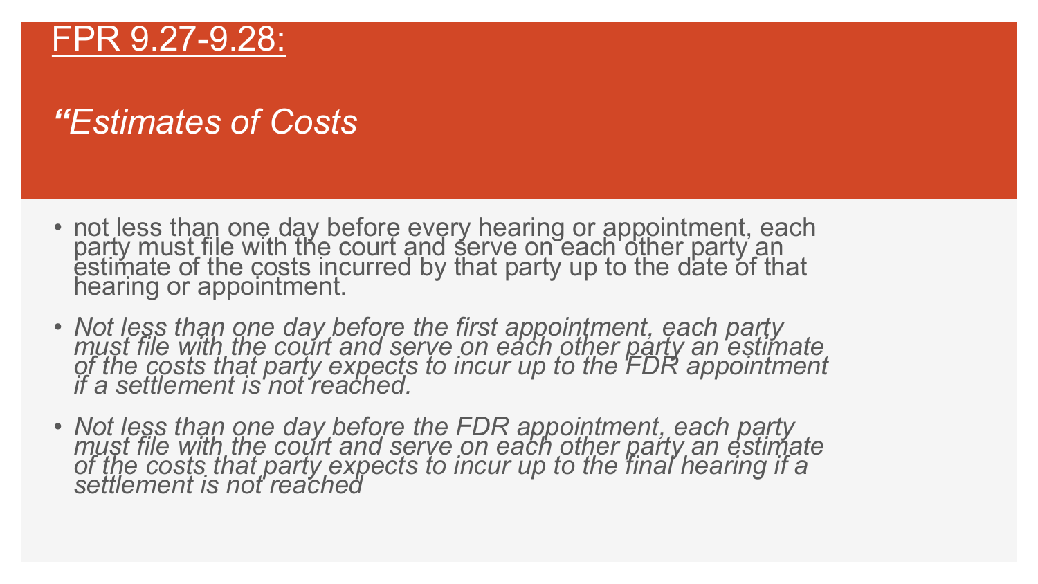# FPR 9.27-9.28:

## *"Estimates of Costs*

- not less than one day before every hearing or appointment, each party must file with the court and serve on each other party an estimate of the costs incurred by that party up to the date of that hearing or appointment.
- *Not less than one day before the first appointment, each party must file with the court and serve on each other party an estimate of the costs that party expects to incur up to the FDR appointment if a settlement is not reached.*
- *Not less than one day before the FDR appointment, each party must file with the court and serve on each other party an estimate of the costs that party expects to incur up to the final hearing if a settlement is not reached*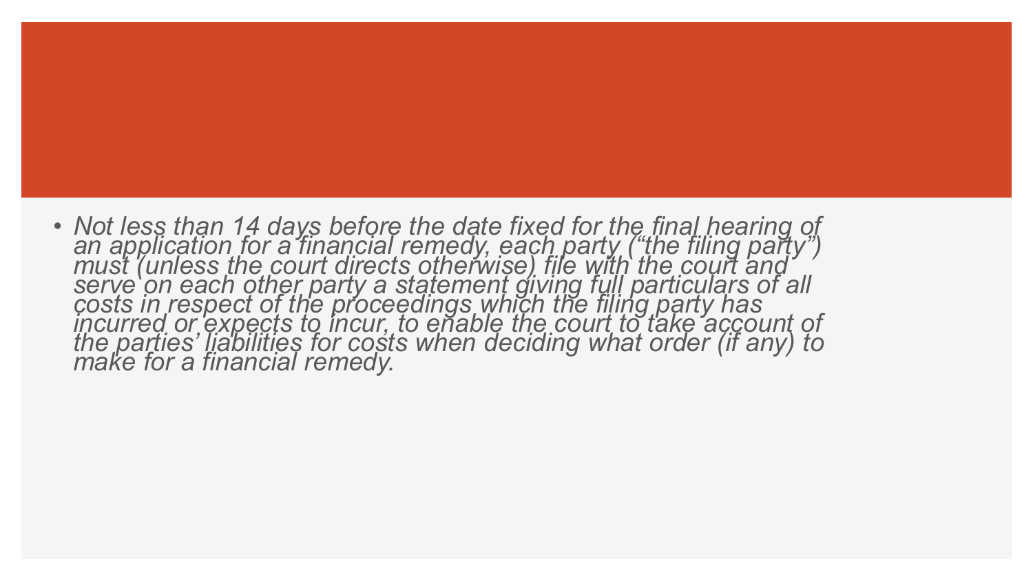- *Not less than 14 days before the date fixed for the final hearing of an application for a financial remedy, each party (“the filing party”) must (unless the court directs otherwise) file with the court and serve on each other party a statement giving full particulars of all costs in respect of the proceedings which the filing party has incurred or expects to incur, to enable the court to take account of the parties’ liabilities for costs when deciding what order (if any) to make for a financial remedy.*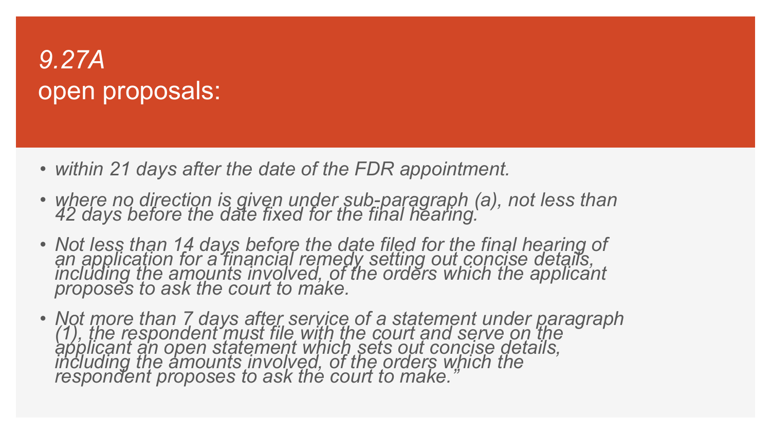# *9.27A* open proposals:

- *within 21 days after the date of the FDR appointment.*
- *where no direction is given under sub-paragraph (a), not less than 42 days before the date fixed for the final hearing.*
- *Not less than 14 days before the date filed for the final hearing of an application for a financial remedy setting out concise details, including the amounts involved, of the orders which the applicant proposes to ask the court to make.*
- *Not more than 7 days after service of a statement under paragraph (1), the respondent must file with the court and serve on the applicant an open statement which sets out concise details, including the amounts involved, of the orders which the respondent proposes to ask the court to make."*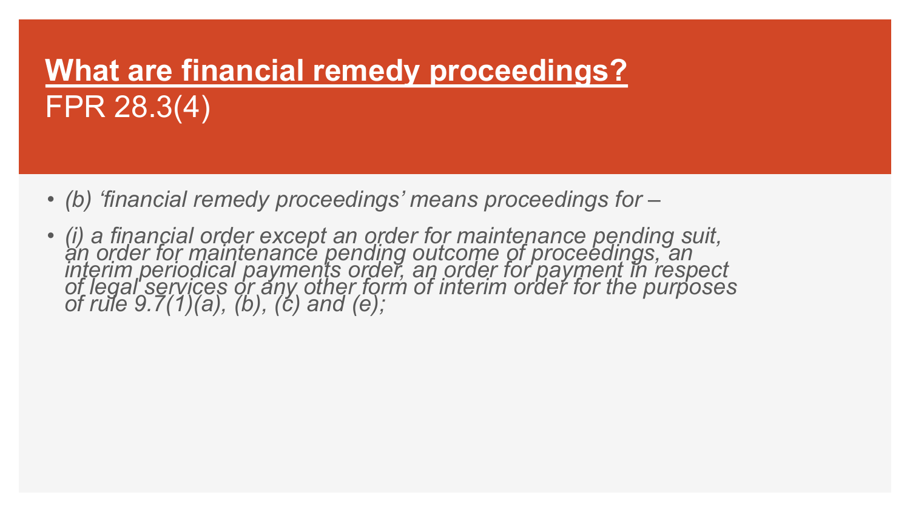# **What are financial remedy proceedings?**

FPR 28.3(4)

- *(b) 'financial remedy proceedings' means proceedings for –*
- *(i) a financial order except an order for maintenance pending suit, an order for maintenance pending outcome of proceedings, an interim periodical payments order, an order for payment in respect of legal services or any other form of interim order for the purposes of rule 9.7(1)(a), (b), (c) and (e);*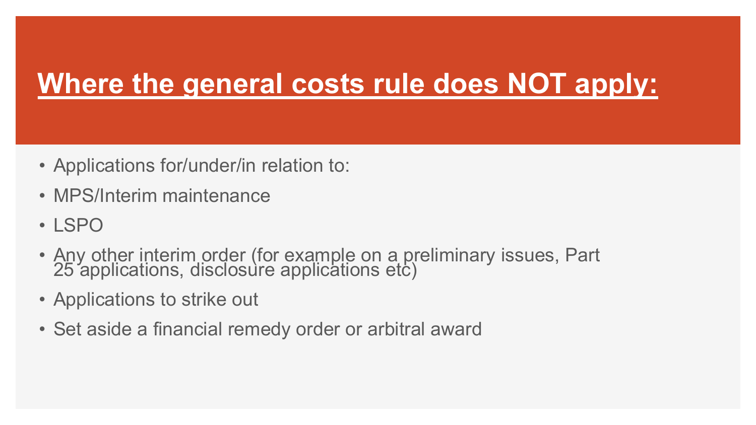# **Where the general costs rule does NOT apply:**

- Applications for/under/in relation to:
- MPS/Interim maintenance
- LSPO
- Any other interim order (for example on a preliminary issues, Part 25 applications, disclosure applications etc)
- Applications to strike out
- Set aside a financial remedy order or arbitral award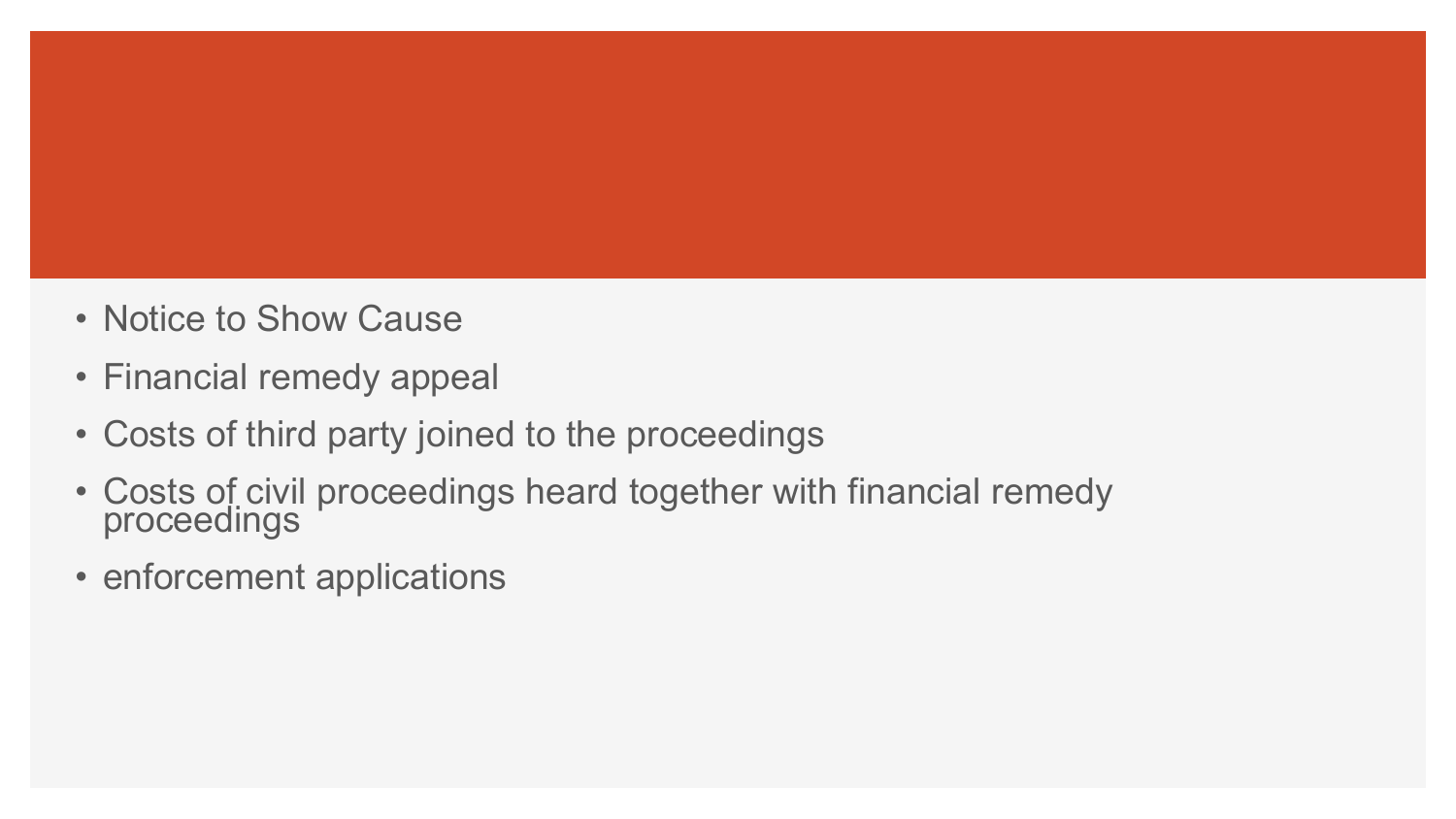- Notice to Show Cause
- Financial remedy appeal
- Costs of third party joined to the proceedings
- Costs of civil proceedings heard together with financial remedy proceedings
- enforcement applications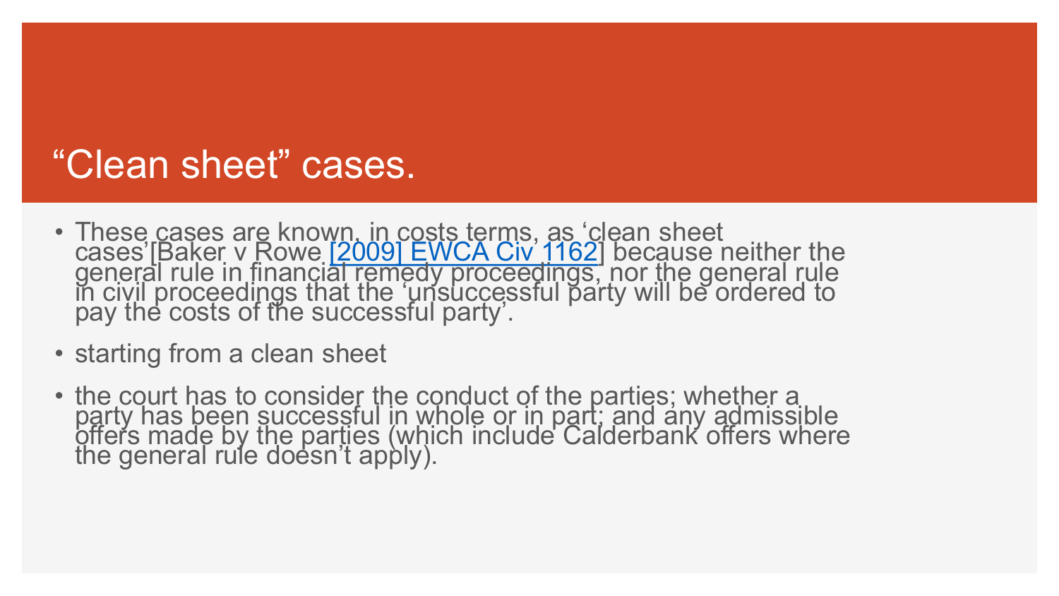# “Clean sheet” cases.

- These cases are known, in costs terms, as ‘clean sheet cases’[Baker v Rowe [2009] EWCA Civ 1162] because neither the general rule in financial remedy proceedings, nor the general rule in civil proceedings that the ‘unsuccessful party will be ordered to pay the costs of the successful party’.
- starting from a clean sheet
- the court has to consider the conduct of the parties; whether a party has been successful in whole or in part; and any admissible offers made by the parties (which include Calderbank offers where the general rule doesn’t apply).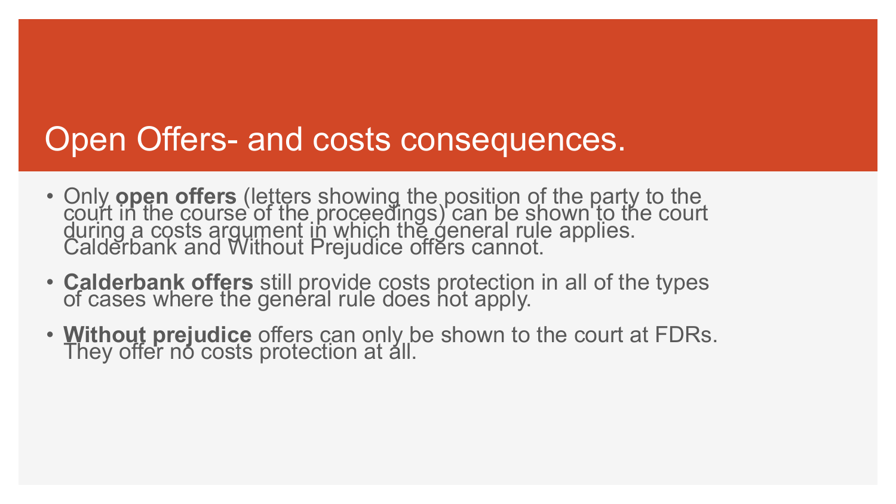# Open Offers- and costs consequences.

- Only **open offers** (letters showing the position of the party to the court in the course of the proceedings) can be shown to the court during a costs argument in which the general rule applies. Calderbank and Without Prejudice offers cannot.
- **Calderbank offers** still provide costs protection in all of the types of cases where the general rule does not apply.
- **Without prejudice** offers can only be shown to the court at FDRs. They offer no costs protection at all.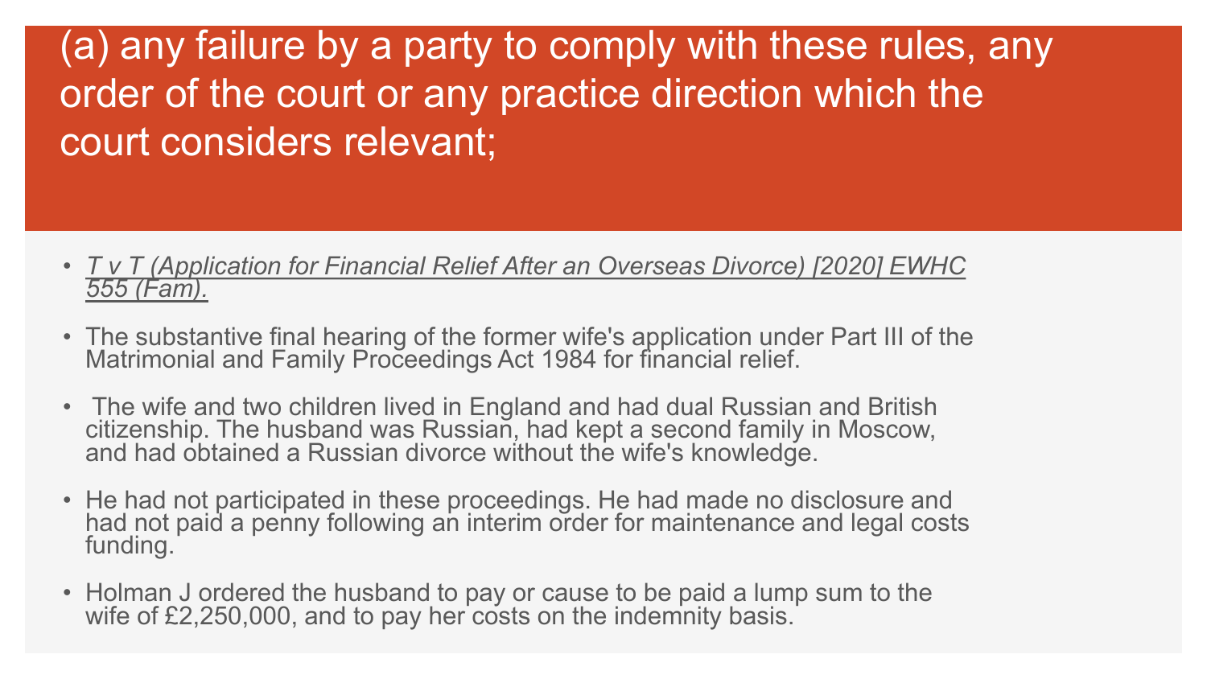# (a) any failure by a party to comply with these rules, any order of the court or any practice direction which the court considers relevant;

- *T v T (Application for Financial Relief After an Overseas Divorce) [2020] EWHC 555 (Fam).*
- The substantive final hearing of the former wife's application under Part III of the Matrimonial and Family Proceedings Act 1984 for financial relief.
- The wife and two children lived in England and had dual Russian and British citizenship. The husband was Russian, had kept a second family in Moscow, and had obtained a Russian divorce without the wife's knowledge.
- He had not participated in these proceedings. He had made no disclosure and had not paid a penny following an interim order for maintenance and legal costs funding.
- Holman J ordered the husband to pay or cause to be paid a lump sum to the wife of £2,250,000, and to pay her costs on the indemnity basis.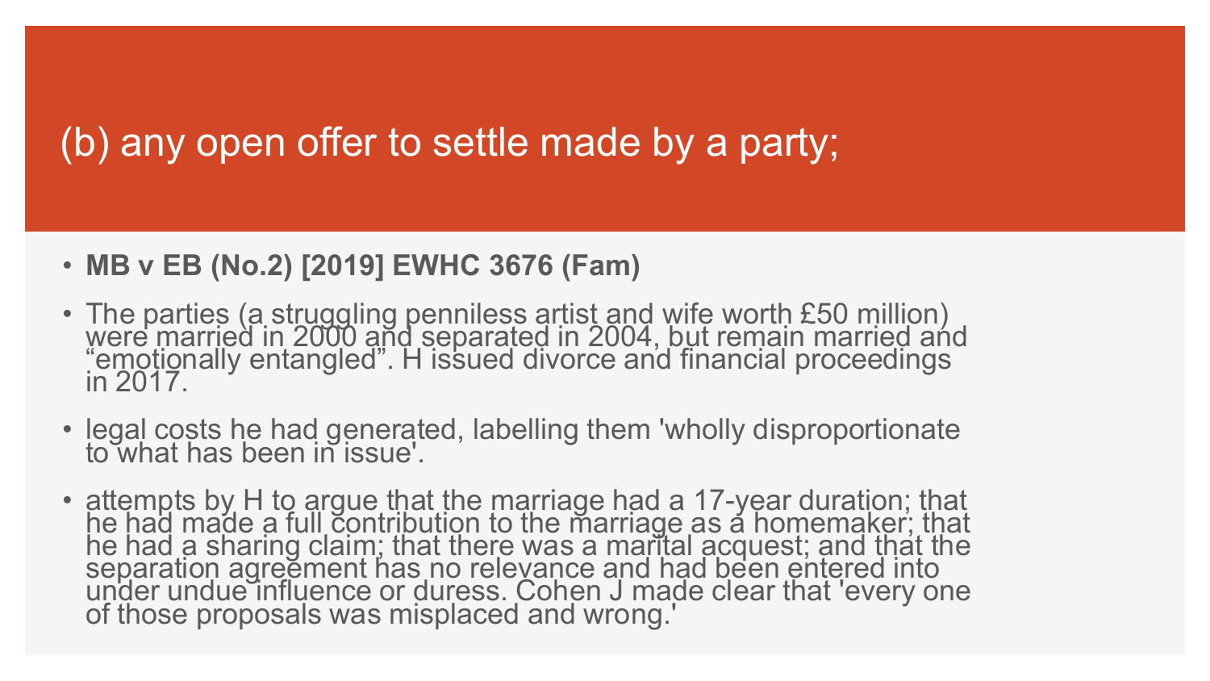# (b) any open offer to settle made by a party;

- **MB v EB (No.2) [2019] EWHC 3676 (Fam)**
- The parties (a struggling penniless artist and wife worth £50 million) were married in 2000 and separated in 2004, but remain married and “emotionally entangled”. H issued divorce and financial proceedings in 2017.
- legal costs he had generated, labelling them 'wholly disproportionate to what has been in issue'.
- attempts by H to argue that the marriage had a 17-year duration; that he had made a full contribution to the marriage as a homemaker; that he had a sharing claim; that there was a marital acquest; and that the separation agreement has no relevance and had been entered into under undue influence or duress. Cohen J made clear that 'every one of those proposals was misplaced and wrong.'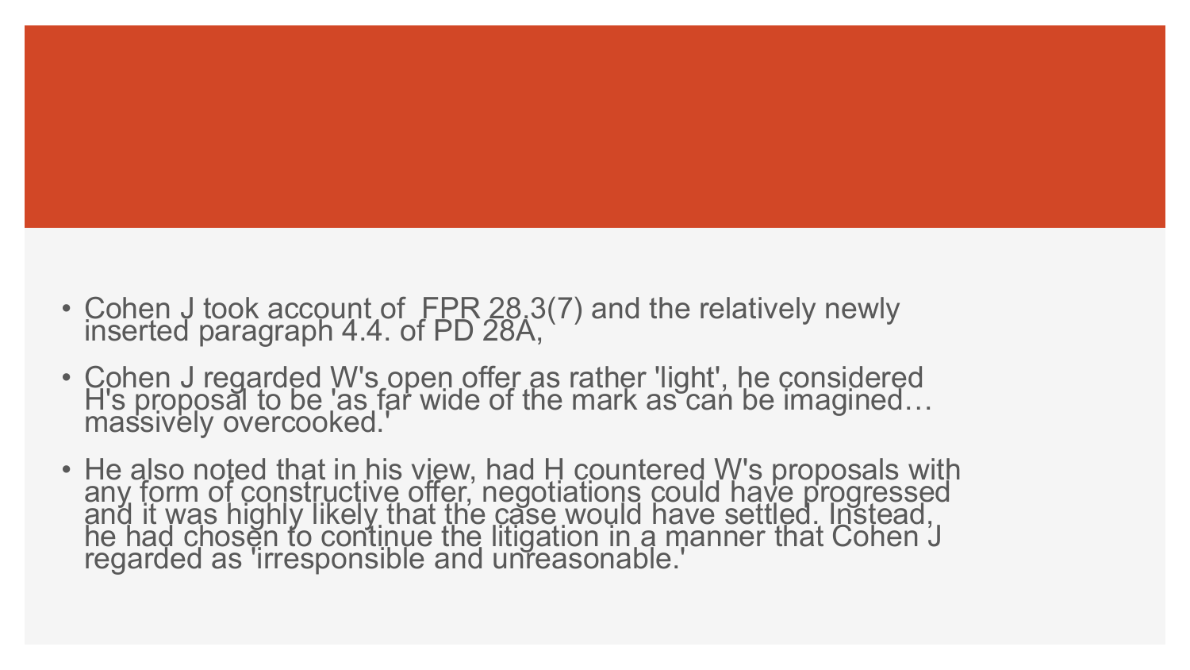- Cohen J took account of FPR 28.3(7) and the relatively newly inserted paragraph 4.4. of PD 28A,
- Cohen J regarded W's open offer as rather 'light', he considered H's proposal to be 'as far wide of the mark as can be imagined… massively overcooked.'
- He also noted that in his view, had H countered W's proposals with any form of constructive offer, negotiations could have progressed and it was highly likely that the case would have settled. Instead, he had chosen to continue the litigation in a manner that Cohen J regarded as 'irresponsible and unreasonable.'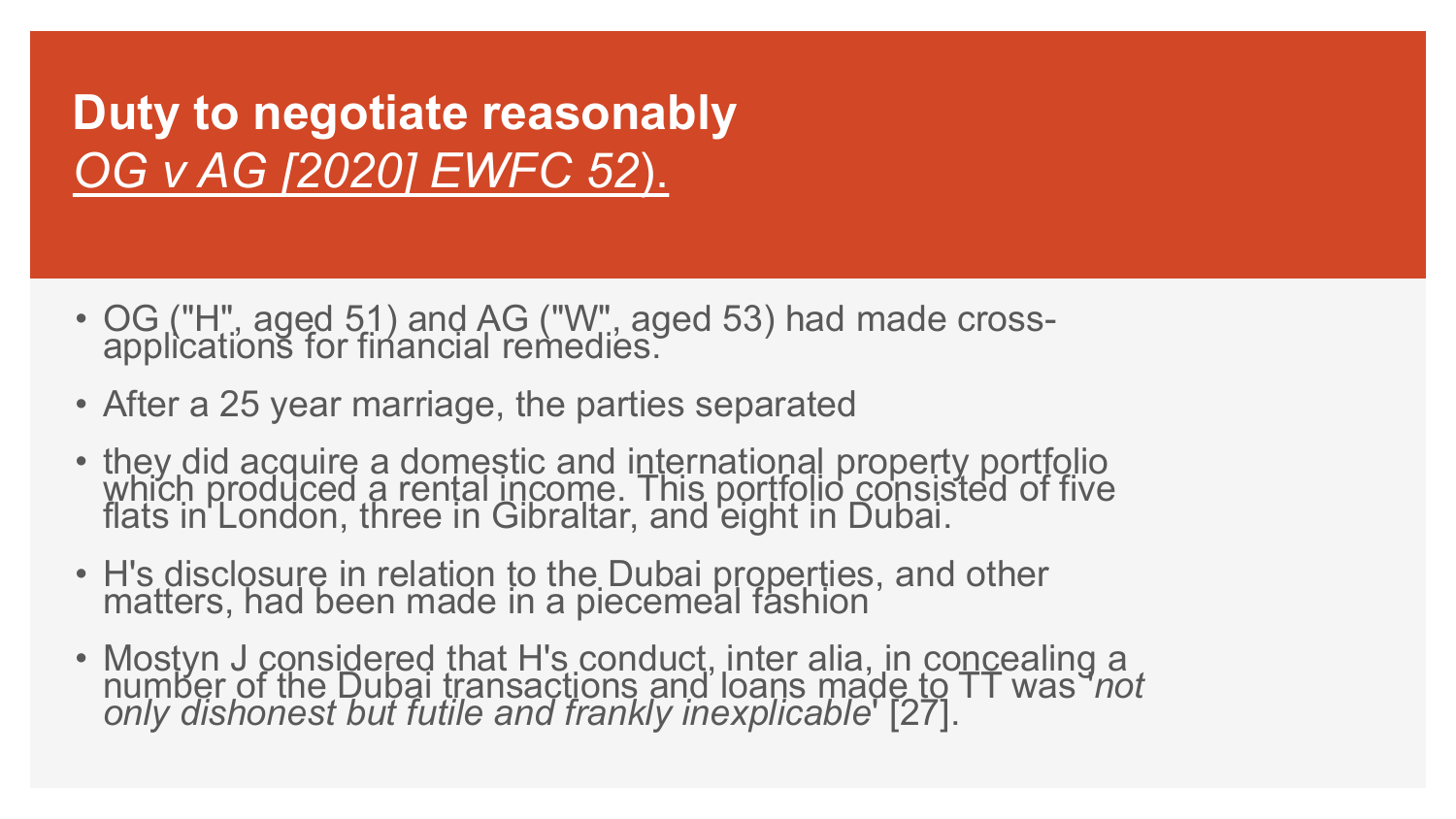# Duty to negotiate reasonably *OG v AG [2020] EWFC 52*).

- OG ("H", aged 51) and AG ("W", aged 53) had made cross-applications for financial remedies.
- After a 25 year marriage, the parties separated
- they did acquire a domestic and international property portfolio which produced a rental income. This portfolio consisted of five flats in London, three in Gibraltar, and eight in Dubai.
- H's disclosure in relation to the Dubai properties, and other matters, had been made in a piecemeal fashion
- Mostyn J considered that H's conduct, inter alia, in concealing a number of the Dubai transactions and loans made to TT was '*not only dishonest but futile and frankly inexplicable*' [27].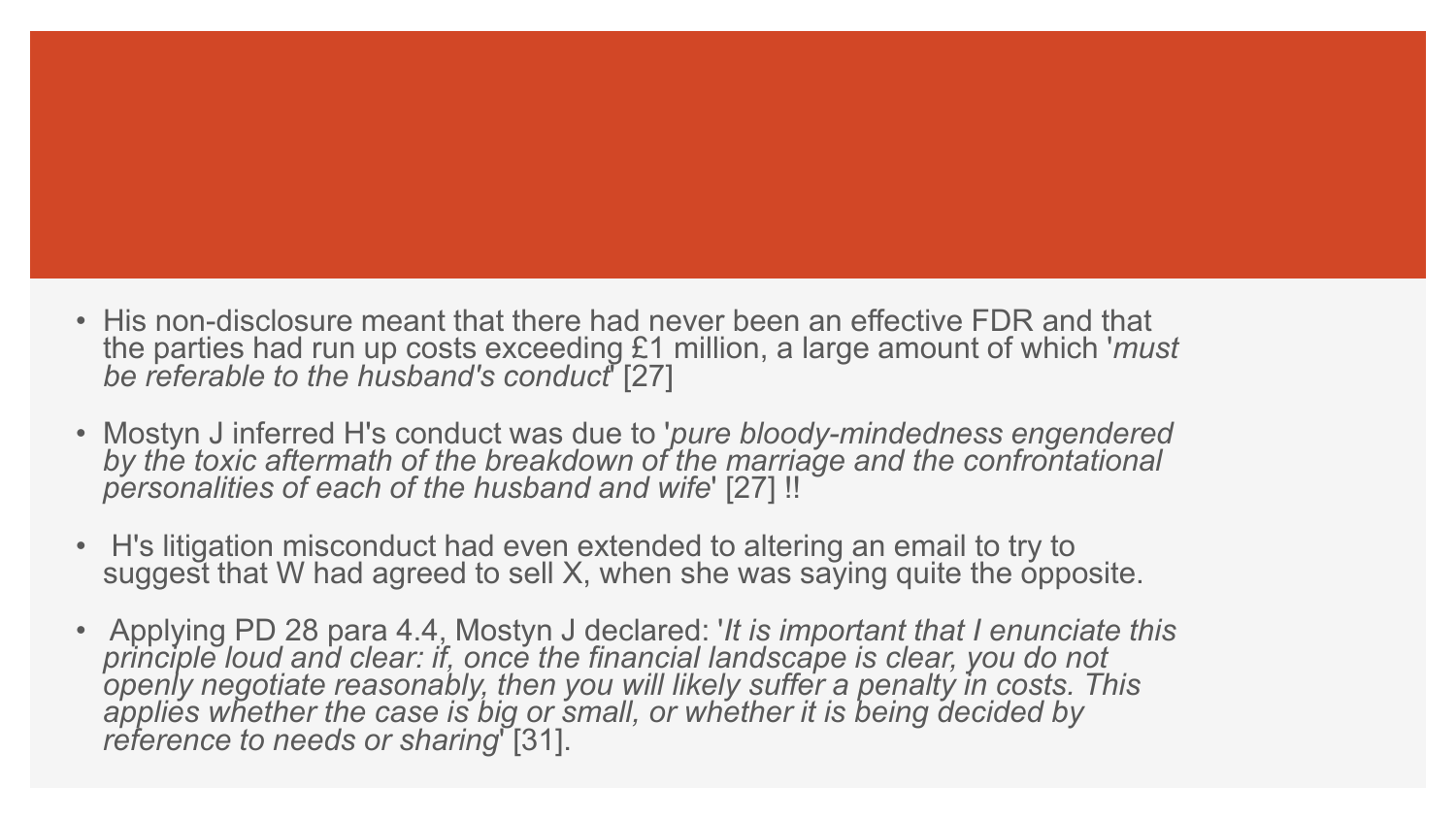- His non-disclosure meant that there had never been an effective FDR and that the parties had run up costs exceeding £1 million, a large amount of which '*must be referable to the husband's conduct*' [27]

- Mostyn J inferred H's conduct was due to '*pure bloody-mindedness engendered by the toxic aftermath of the breakdown of the marriage and the confrontational personalities of each of the husband and wife*' [27] !!

- H's litigation misconduct had even extended to altering an email to try to suggest that W had agreed to sell X, when she was saying quite the opposite.

- Applying PD 28 para 4.4, Mostyn J declared: '*It is important that I enunciate this principle loud and clear: if, once the financial landscape is clear, you do not openly negotiate reasonably, then you will likely suffer a penalty in costs. This applies whether the case is big or small, or whether it is being decided by reference to needs or sharing*' [31].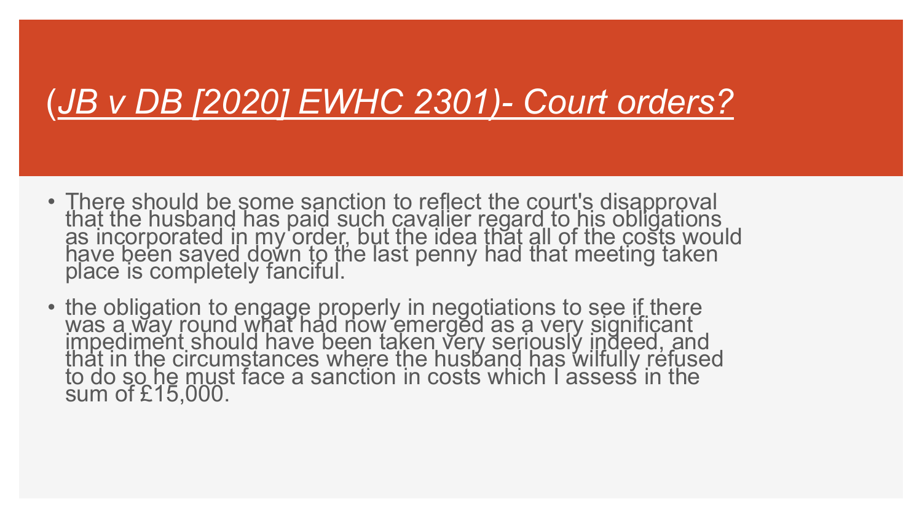# (*JB v DB [2020] EWHC 2301)- Court orders?*

- There should be some sanction to reflect the court's disapproval that the husband has paid such cavalier regard to his obligations as incorporated in my order, but the idea that all of the costs would have been saved down to the last penny had that meeting taken place is completely fanciful.
- the obligation to engage properly in negotiations to see if there was a way round what had now emerged as a very significant impediment should have been taken very seriously indeed, and that in the circumstances where the husband has wilfully refused to do so he must face a sanction in costs which I assess in the sum of £15,000.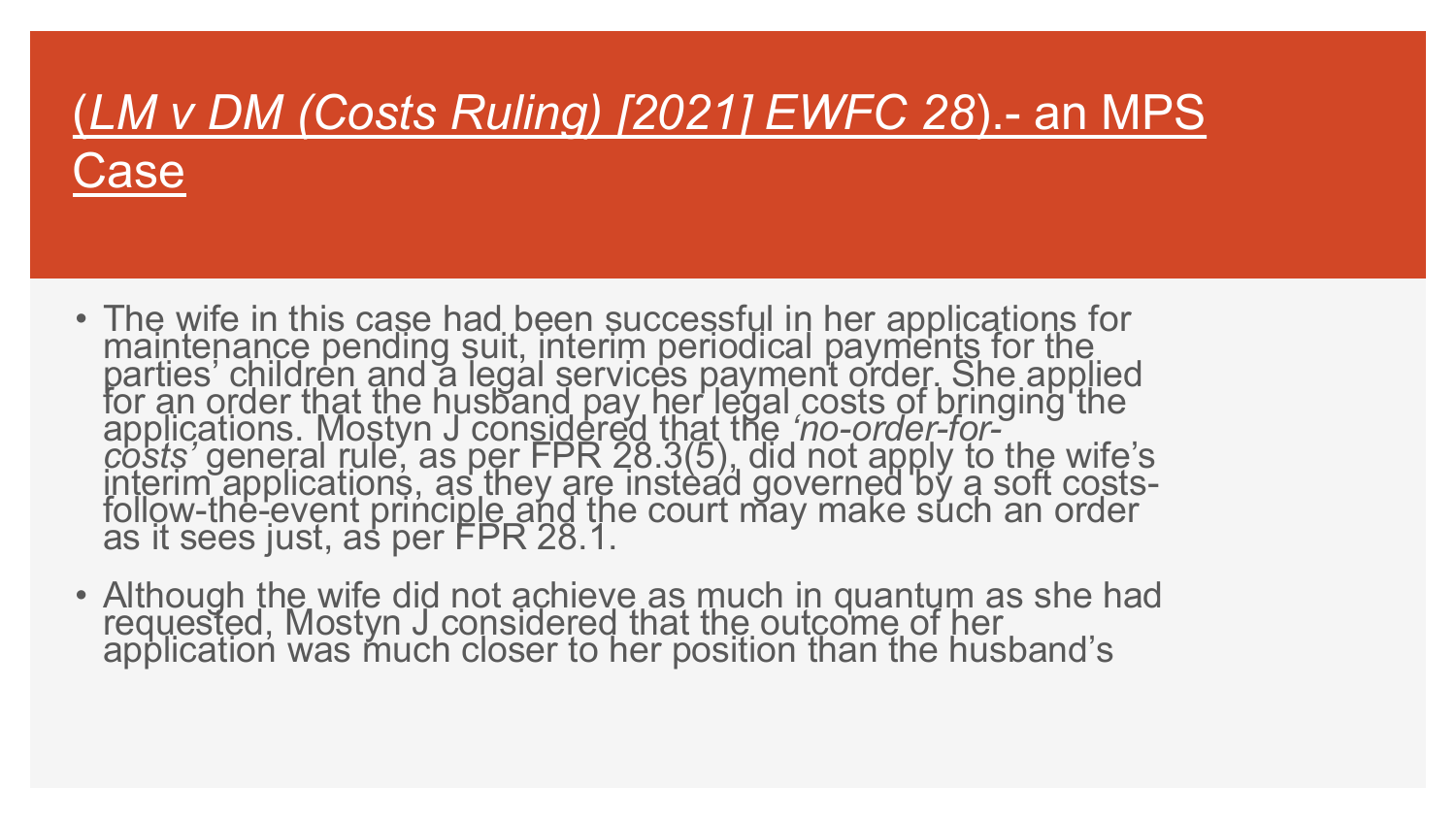# (*LM v DM (Costs Ruling) [2021] EWFC 28*).- an MPS Case

- The wife in this case had been successful in her applications for maintenance pending suit, interim periodical payments for the parties' children and a legal services payment order. She applied for an order that the husband pay her legal costs of bringing the applications. Mostyn J considered that the *'no-order-for-costs'* general rule, as per FPR 28.3(5), did not apply to the wife's interim applications, as they are instead governed by a soft costs-follow-the-event principle and the court may make such an order as it sees just, as per FPR 28.1.
- Although the wife did not achieve as much in quantum as she had requested, Mostyn J considered that the outcome of her application was much closer to her position than the husband's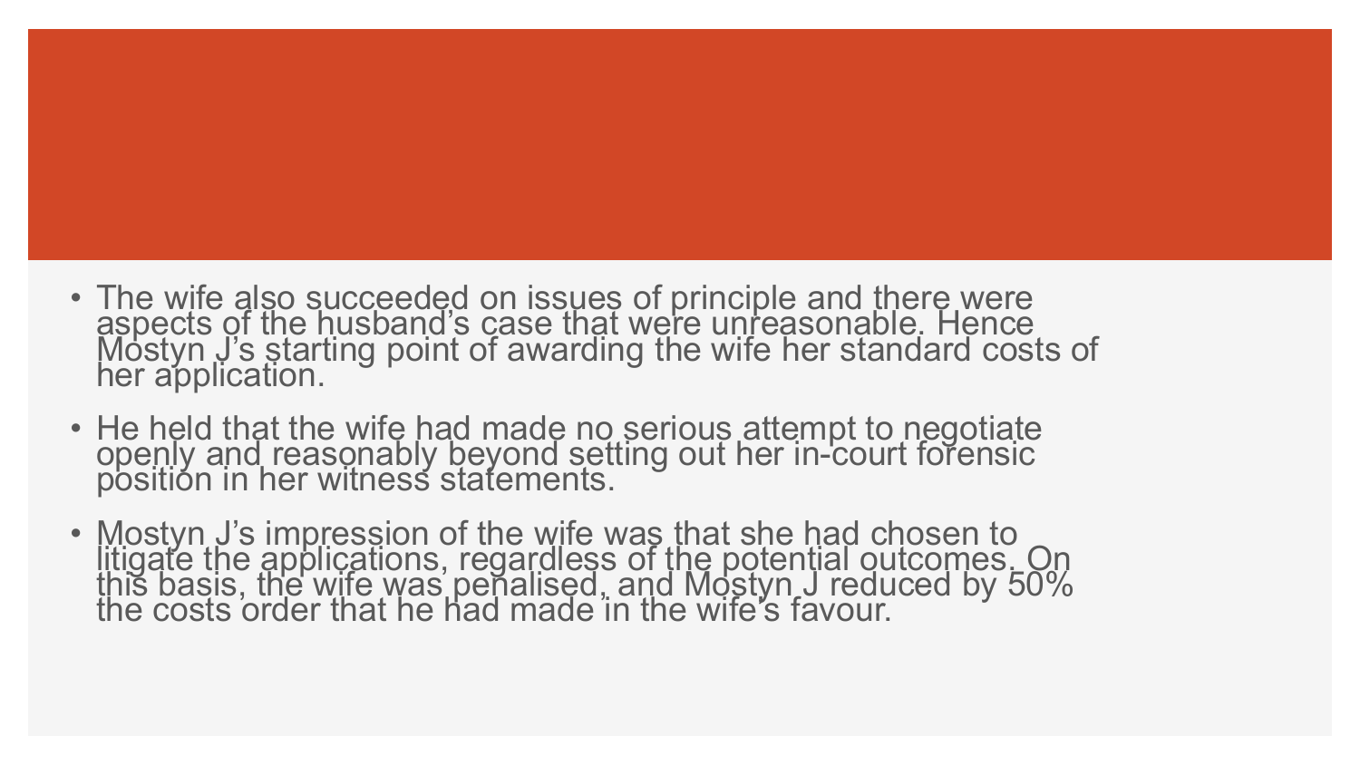- The wife also succeeded on issues of principle and there were aspects of the husband's case that were unreasonable. Hence Mostyn J's starting point of awarding the wife her standard costs of her application.
- He held that the wife had made no serious attempt to negotiate openly and reasonably beyond setting out her in-court forensic position in her witness statements.
- Mostyn J's impression of the wife was that she had chosen to litigate the applications, regardless of the potential outcomes. On this basis, the wife was penalised, and Mostyn J reduced by 50% the costs order that he had made in the wife's favour.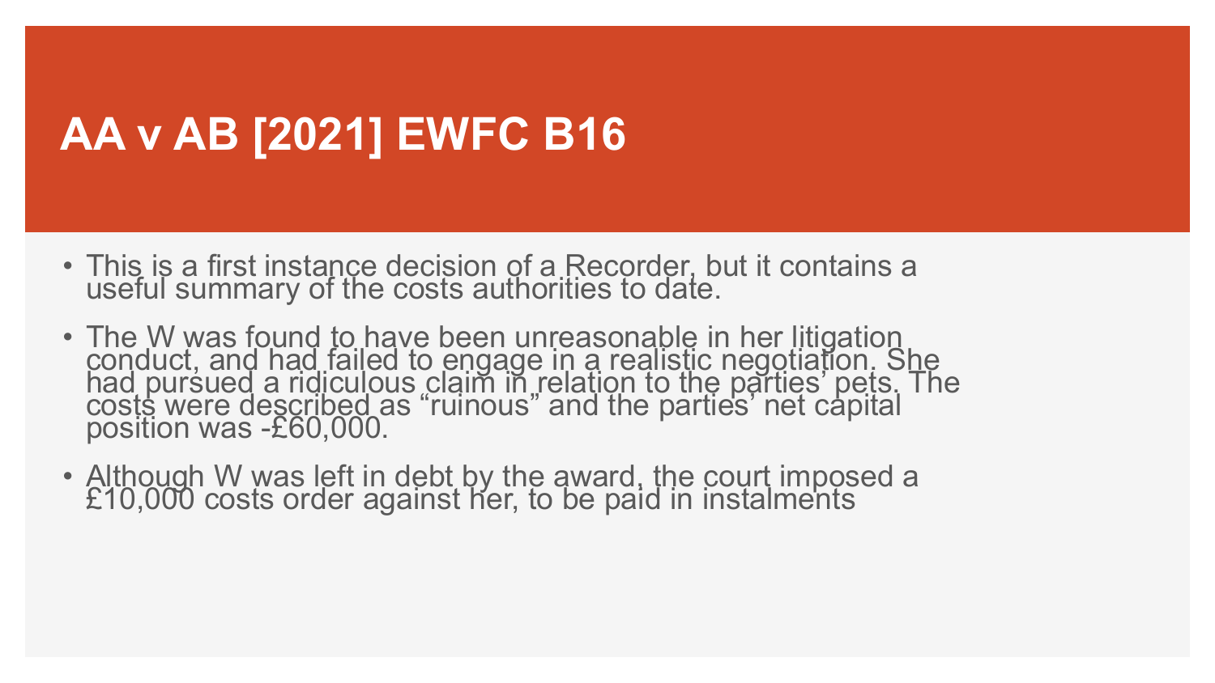# AA v AB [2021] EWFC B16

- This is a first instance decision of a Recorder, but it contains a useful summary of the costs authorities to date.
- The W was found to have been unreasonable in her litigation conduct, and had failed to engage in a realistic negotiation. She had pursued a ridiculous claim in relation to the parties' pets. The costs were described as "ruinous" and the parties' net capital position was -£60,000.
- Although W was left in debt by the award, the court imposed a £10,000 costs order against her, to be paid in instalments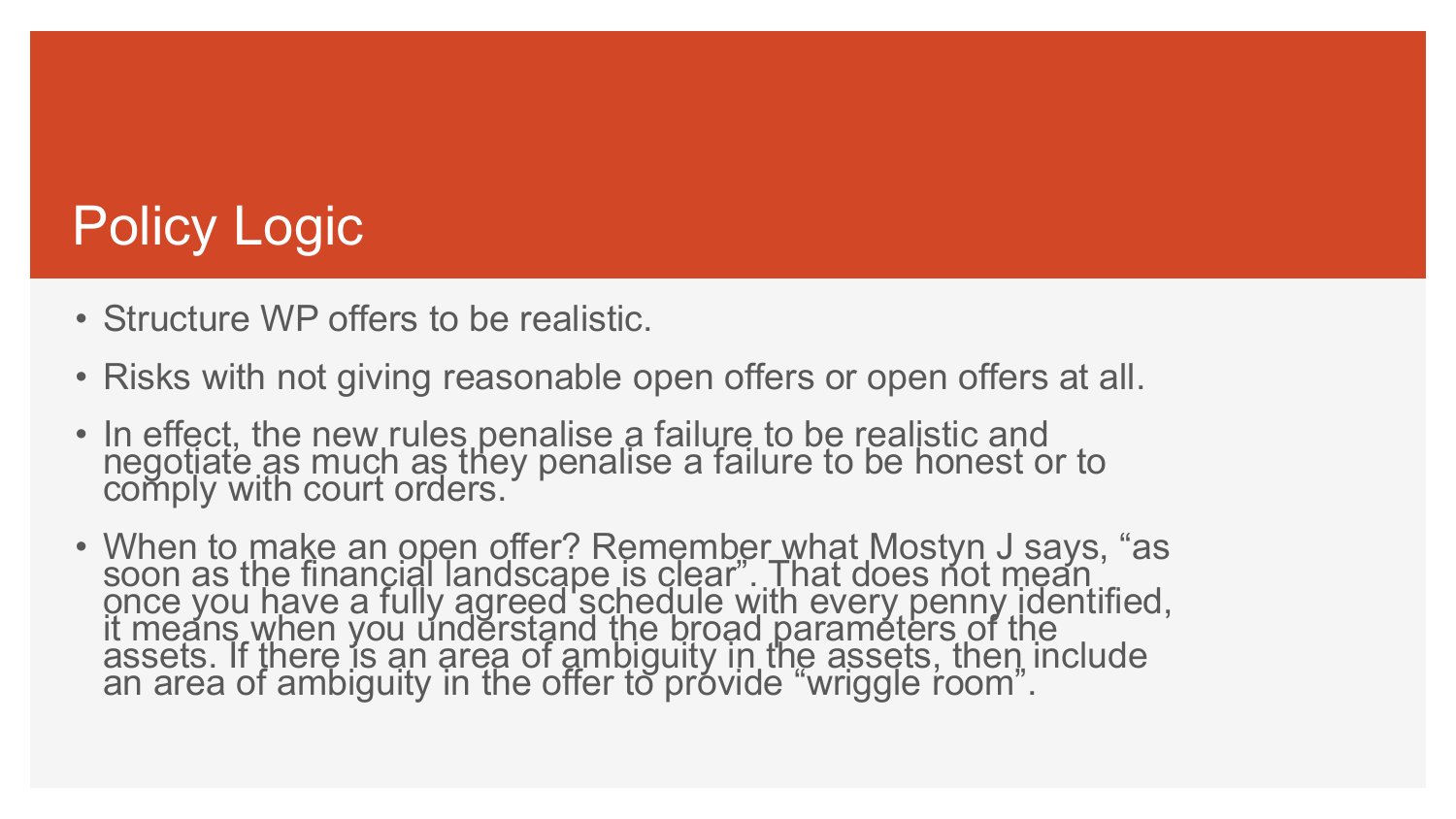# Policy Logic

- Structure WP offers to be realistic.
- Risks with not giving reasonable open offers or open offers at all.
- In effect, the new rules penalise a failure to be realistic and negotiate as much as they penalise a failure to be honest or to comply with court orders.
- When to make an open offer? Remember what Mostyn J says, "as soon as the financial landscape is clear". That does not mean once you have a fully agreed schedule with every penny identified, it means when you understand the broad parameters of the assets. If there is an area of ambiguity in the assets, then include an area of ambiguity in the offer to provide "wriggle room".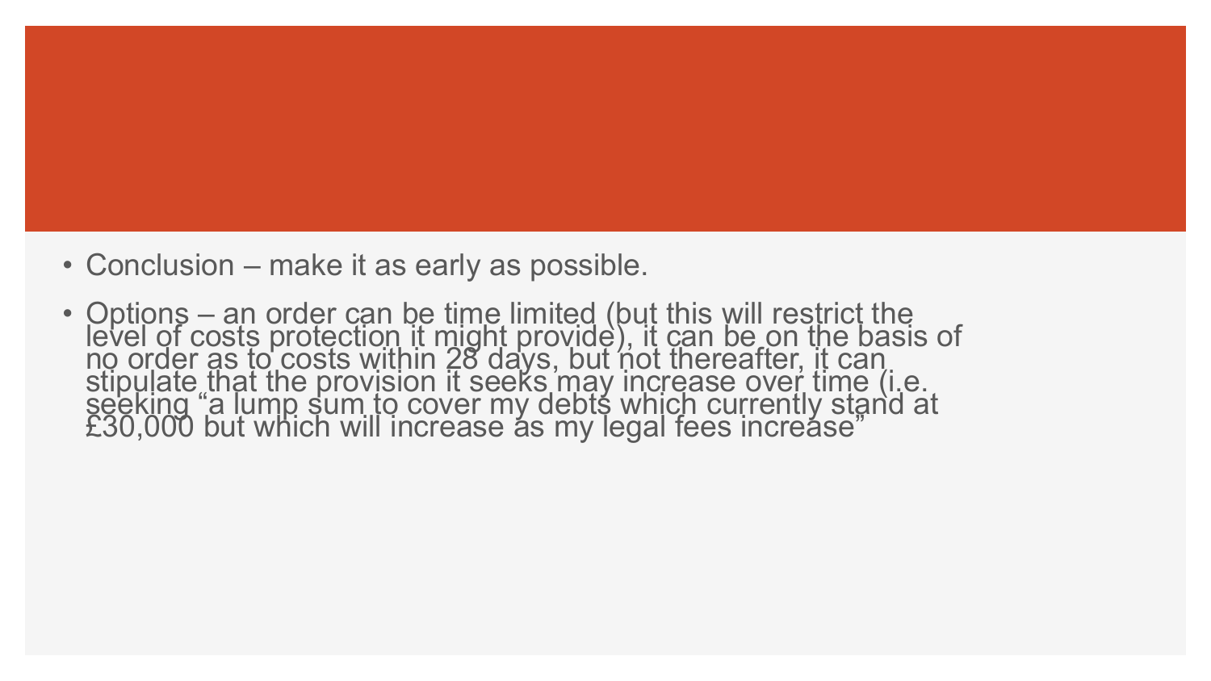- Conclusion – make it as early as possible.
- Options – an order can be time limited (but this will restrict the level of costs protection it might provide), it can be on the basis of no order as to costs within 28 days, but not thereafter, it can stipulate that the provision it seeks may increase over time (i.e. seeking "a lump sum to cover my debts which currently stand at £30,000 but which will increase as my legal fees increase"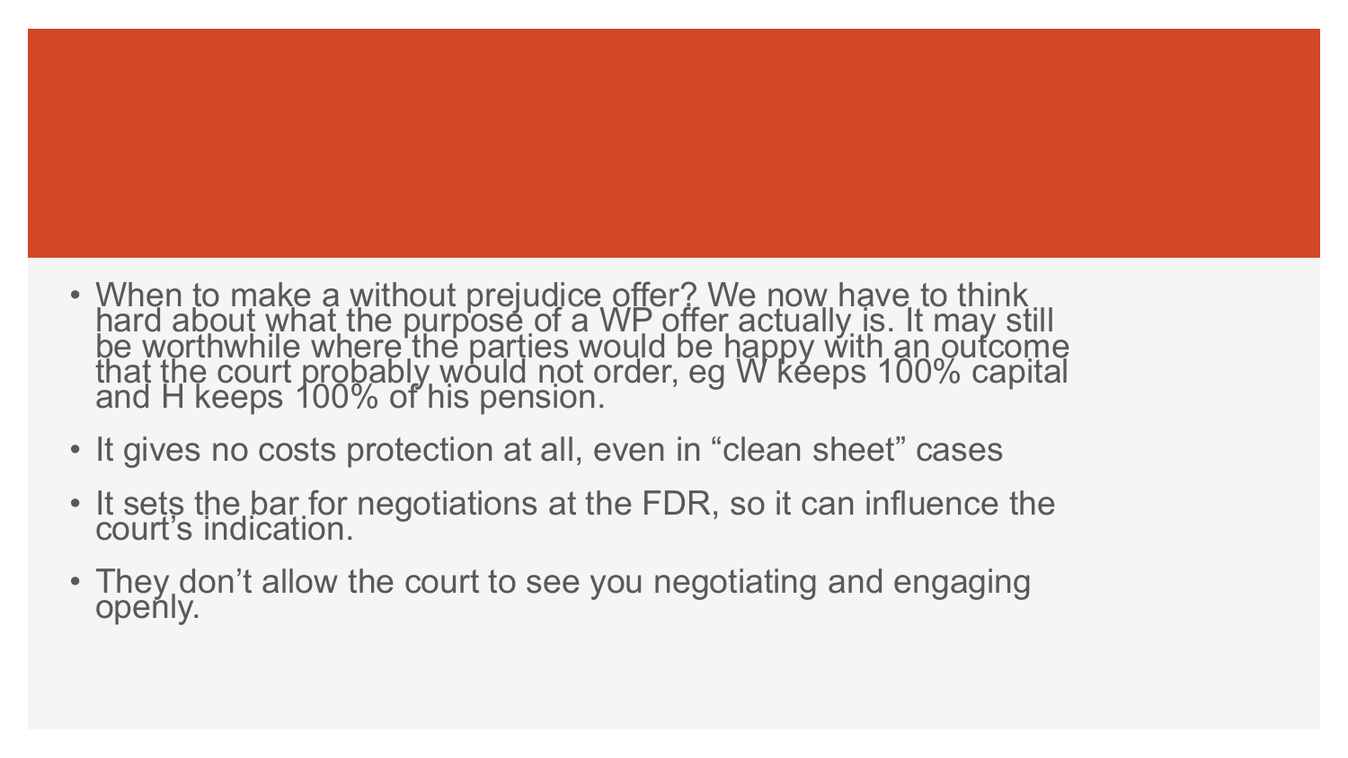- When to make a without prejudice offer? We now have to think hard about what the purpose of a WP offer actually is. It may still be worthwhile where the parties would be happy with an outcome that the court probably would not order, eg W keeps 100% capital and H keeps 100% of his pension.
- It gives no costs protection at all, even in “clean sheet” cases
- It sets the bar for negotiations at the FDR, so it can influence the court’s indication.
- They don’t allow the court to see you negotiating and engaging openly.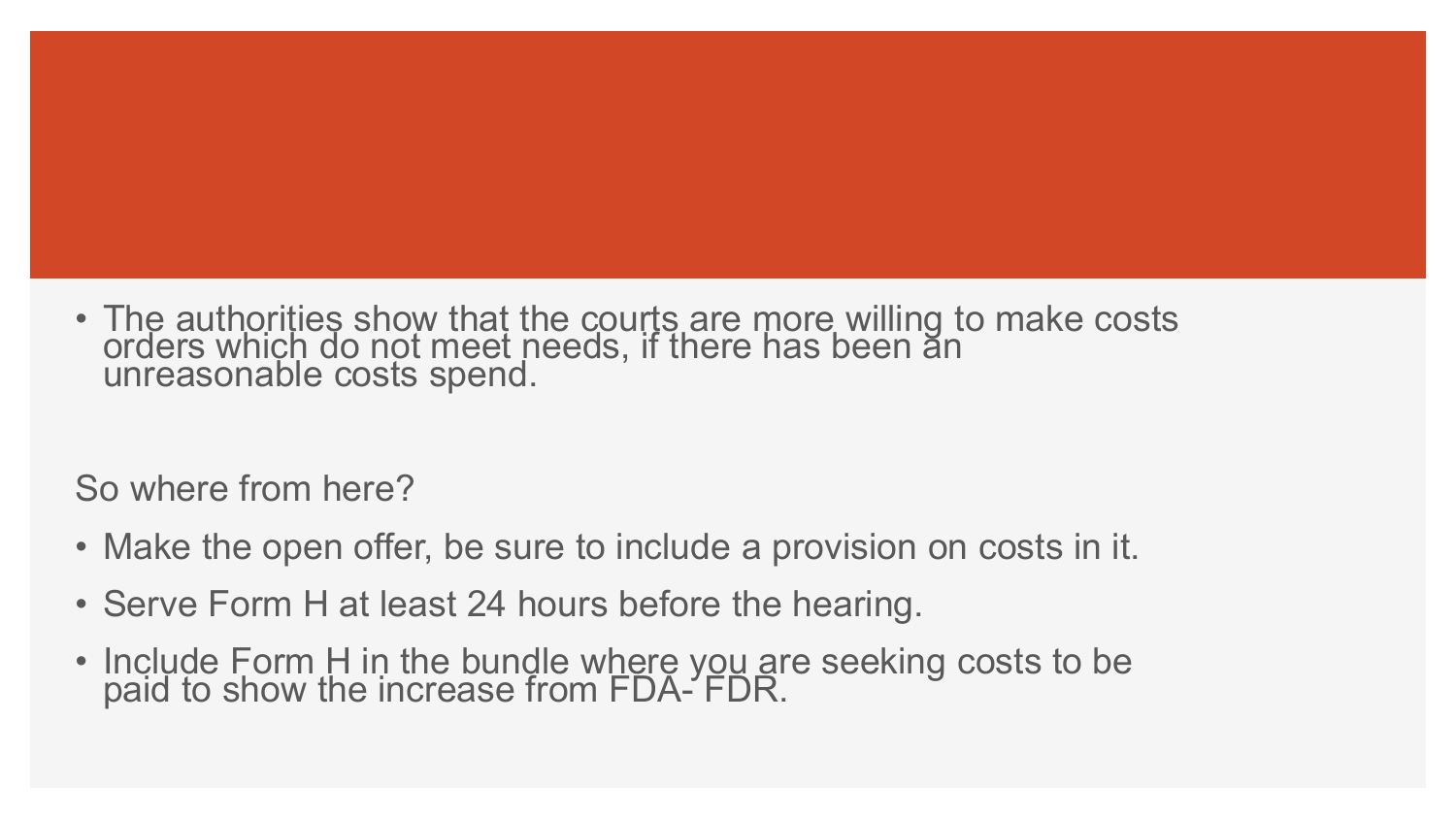- The authorities show that the courts are more willing to make costs orders which do not meet needs, if there has been an unreasonable costs spend.

So where from here?

- Make the open offer, be sure to include a provision on costs in it.
- Serve Form H at least 24 hours before the hearing.
- Include Form H in the bundle where you are seeking costs to be paid to show the increase from FDA- FDR.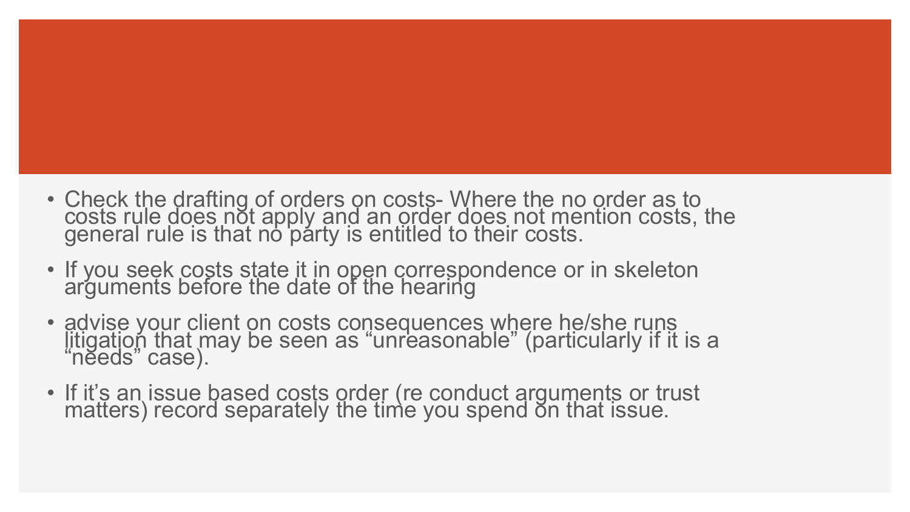- Check the drafting of orders on costs- Where the no order as to costs rule does not apply and an order does not mention costs, the general rule is that no party is entitled to their costs.
- If you seek costs state it in open correspondence or in skeleton arguments before the date of the hearing
- advise your client on costs consequences where he/she runs litigation that may be seen as "unreasonable" (particularly if it is a "needs" case).
- If it's an issue based costs order (re conduct arguments or trust matters) record separately the time you spend on that issue.